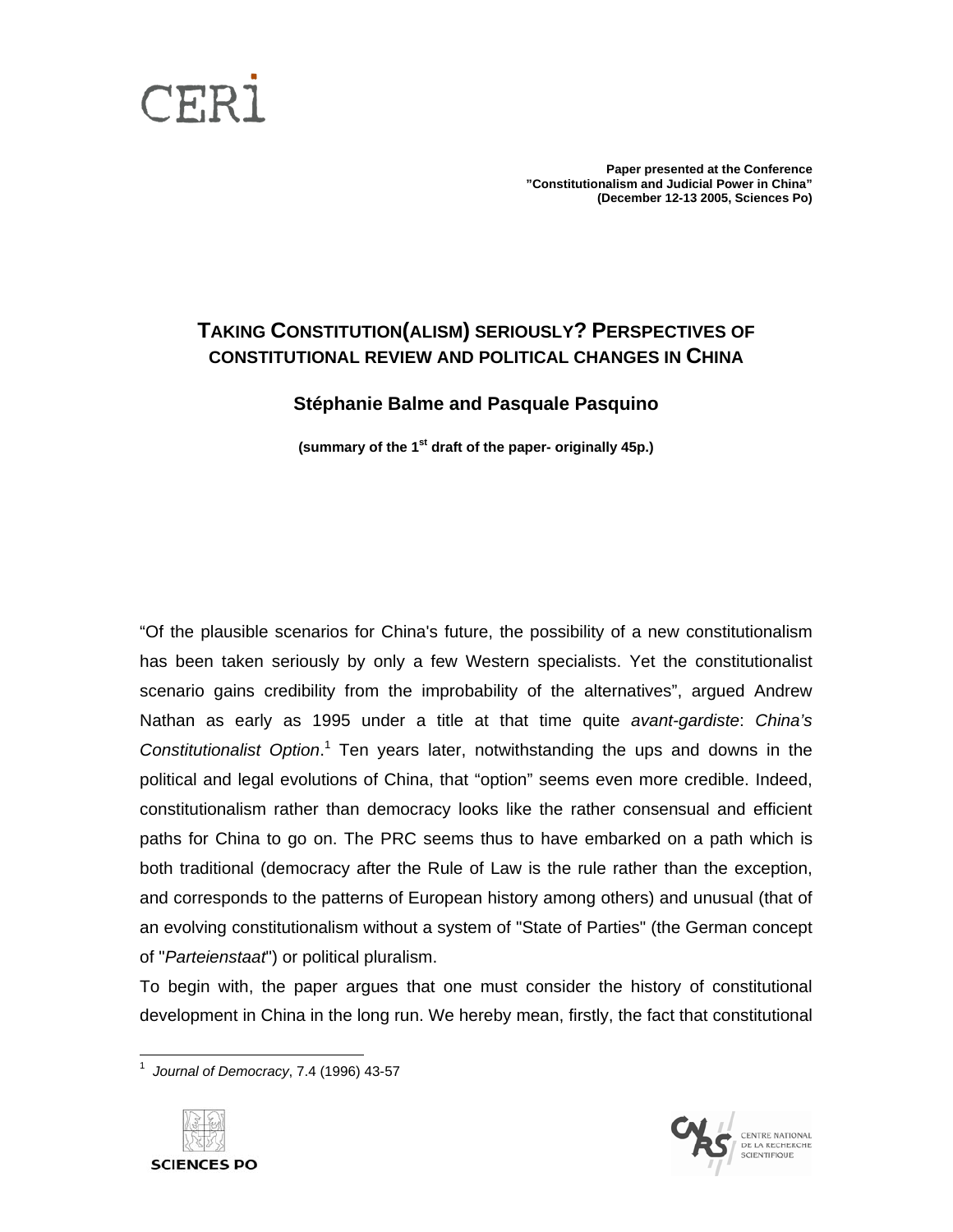CERI

**Paper presented at the Conference**
**"Constitutionalism and Judicial Power in China"**
**(December 12-13 2005, Sciences Po)**

# TAKING CONSTITUTION(ALISM) SERIOUSLY? PERSPECTIVES OF CONSTITUTIONAL REVIEW AND POLITICAL CHANGES IN CHINA

## Stéphanie Balme and Pasquale Pasquino

**(summary of the 1st draft of the paper- originally 45p.)**

"Of the plausible scenarios for China's future, the possibility of a new constitutionalism has been taken seriously by only a few Western specialists. Yet the constitutionalist scenario gains credibility from the improbability of the alternatives", argued Andrew Nathan as early as 1995 under a title at that time quite *avant-gardiste*: *China's Constitutionalist Option*.[1] Ten years later, notwithstanding the ups and downs in the political and legal evolutions of China, that "option" seems even more credible. Indeed, constitutionalism rather than democracy looks like the rather consensual and efficient paths for China to go on. The PRC seems thus to have embarked on a path which is both traditional (democracy after the Rule of Law is the rule rather than the exception, and corresponds to the patterns of European history among others) and unusual (that of an evolving constitutionalism without a system of "State of Parties" (the German concept of "*Parteienstaat*") or political pluralism.

To begin with, the paper argues that one must consider the history of constitutional development in China in the long run. We hereby mean, firstly, the fact that constitutional

[1] *Journal of Democracy*, 7.4 (1996) 43-57

SCIENCES PO

CNRS CENTRE NATIONAL DE LA RECHERCHE SCIENTIFIQUE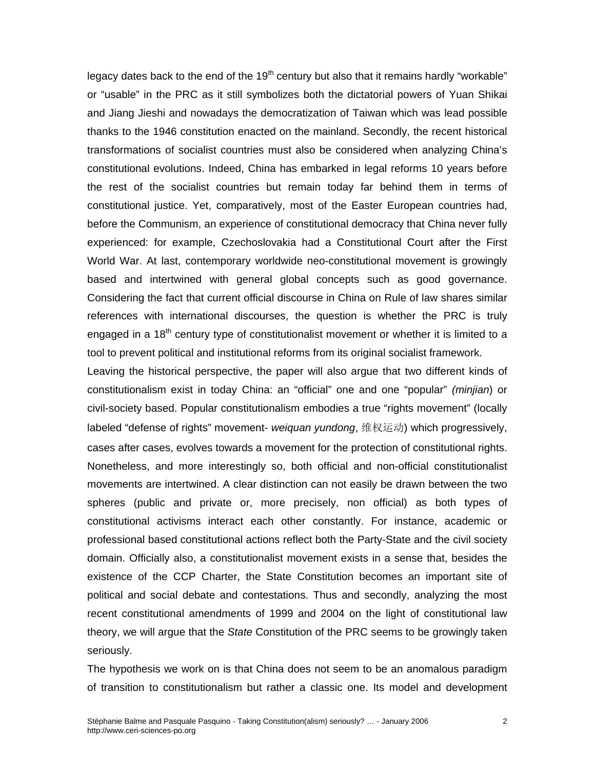legacy dates back to the end of the 19th century but also that it remains hardly "workable" or "usable" in the PRC as it still symbolizes both the dictatorial powers of Yuan Shikai and Jiang Jieshi and nowadays the democratization of Taiwan which was lead possible thanks to the 1946 constitution enacted on the mainland. Secondly, the recent historical transformations of socialist countries must also be considered when analyzing China's constitutional evolutions. Indeed, China has embarked in legal reforms 10 years before the rest of the socialist countries but remain today far behind them in terms of constitutional justice. Yet, comparatively, most of the Easter European countries had, before the Communism, an experience of constitutional democracy that China never fully experienced: for example, Czechoslovakia had a Constitutional Court after the First World War. At last, contemporary worldwide neo-constitutional movement is growingly based and intertwined with general global concepts such as good governance. Considering the fact that current official discourse in China on Rule of law shares similar references with international discourses, the question is whether the PRC is truly engaged in a 18th century type of constitutionalist movement or whether it is limited to a tool to prevent political and institutional reforms from its original socialist framework.

Leaving the historical perspective, the paper will also argue that two different kinds of constitutionalism exist in today China: an "official" one and one "popular" *(minjian*) or civil-society based. Popular constitutionalism embodies a true "rights movement" (locally labeled "defense of rights" movement- *weiquan yundong*, 维权运动) which progressively, cases after cases, evolves towards a movement for the protection of constitutional rights. Nonetheless, and more interestingly so, both official and non-official constitutionalist movements are intertwined. A clear distinction can not easily be drawn between the two spheres (public and private or, more precisely, non official) as both types of constitutional activisms interact each other constantly. For instance, academic or professional based constitutional actions reflect both the Party-State and the civil society domain. Officially also, a constitutionalist movement exists in a sense that, besides the existence of the CCP Charter, the State Constitution becomes an important site of political and social debate and contestations. Thus and secondly, analyzing the most recent constitutional amendments of 1999 and 2004 on the light of constitutional law theory, we will argue that the *State* Constitution of the PRC seems to be growingly taken seriously.

The hypothesis we work on is that China does not seem to be an anomalous paradigm of transition to constitutionalism but rather a classic one. Its model and development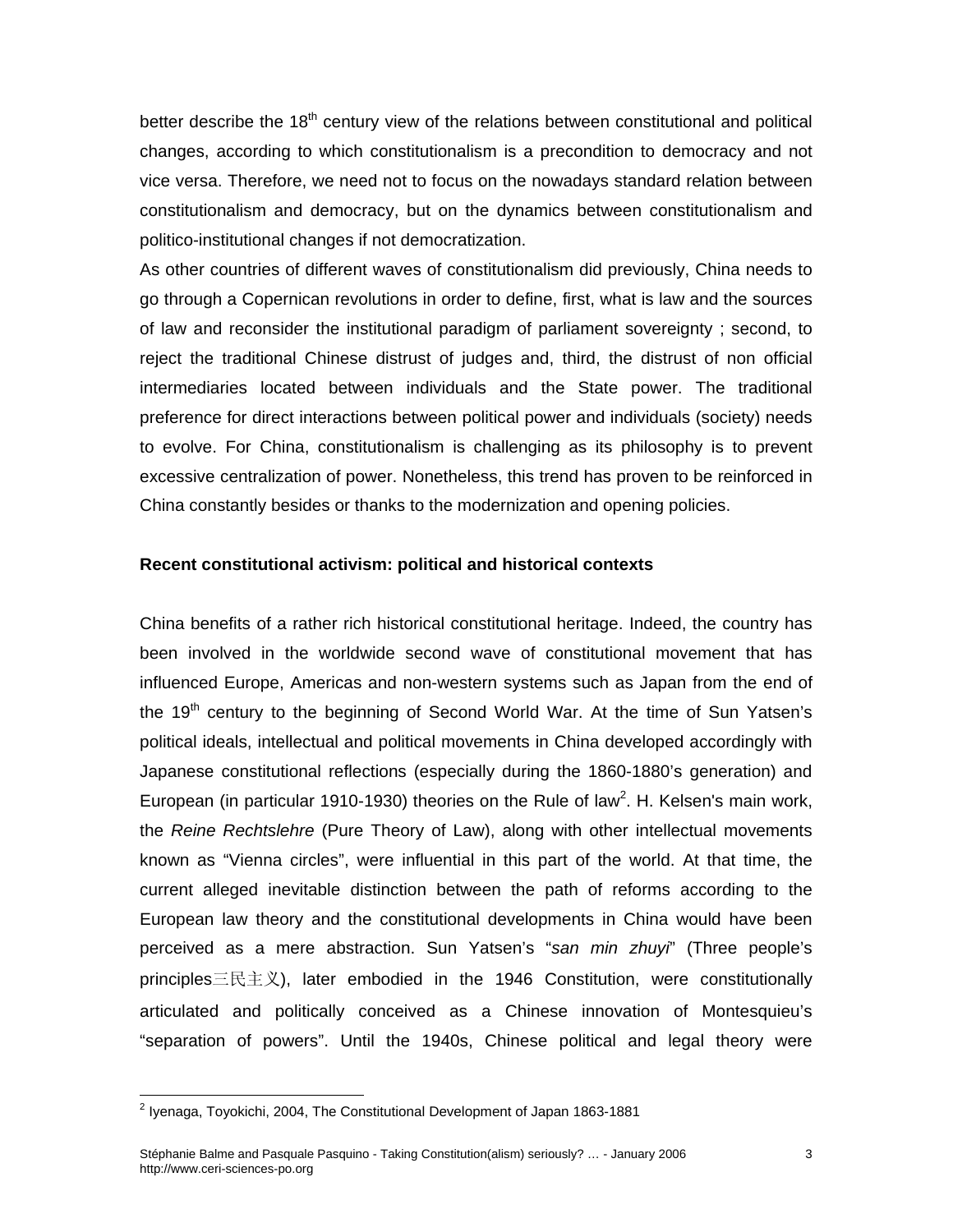better describe the 18th century view of the relations between constitutional and political changes, according to which constitutionalism is a precondition to democracy and not vice versa. Therefore, we need not to focus on the nowadays standard relation between constitutionalism and democracy, but on the dynamics between constitutionalism and politico-institutional changes if not democratization.

As other countries of different waves of constitutionalism did previously, China needs to go through a Copernican revolutions in order to define, first, what is law and the sources of law and reconsider the institutional paradigm of parliament sovereignty ; second, to reject the traditional Chinese distrust of judges and, third, the distrust of non official intermediaries located between individuals and the State power. The traditional preference for direct interactions between political power and individuals (society) needs to evolve. For China, constitutionalism is challenging as its philosophy is to prevent excessive centralization of power. Nonetheless, this trend has proven to be reinforced in China constantly besides or thanks to the modernization and opening policies.

**Recent constitutional activism: political and historical contexts**

China benefits of a rather rich historical constitutional heritage. Indeed, the country has been involved in the worldwide second wave of constitutional movement that has influenced Europe, Americas and non-western systems such as Japan from the end of the 19th century to the beginning of Second World War. At the time of Sun Yatsen's political ideals, intellectual and political movements in China developed accordingly with Japanese constitutional reflections (especially during the 1860-1880's generation) and European (in particular 1910-1930) theories on the Rule of law[2]. H. Kelsen's main work, the *Reine Rechtslehre* (Pure Theory of Law), along with other intellectual movements known as "Vienna circles", were influential in this part of the world. At that time, the current alleged inevitable distinction between the path of reforms according to the European law theory and the constitutional developments in China would have been perceived as a mere abstraction. Sun Yatsen's "*san min zhuyi*" (Three people's principles三民主义), later embodied in the 1946 Constitution, were constitutionally articulated and politically conceived as a Chinese innovation of Montesquieu's "separation of powers". Until the 1940s, Chinese political and legal theory were

[2] Iyenaga, Toyokichi, 2004, The Constitutional Development of Japan 1863-1881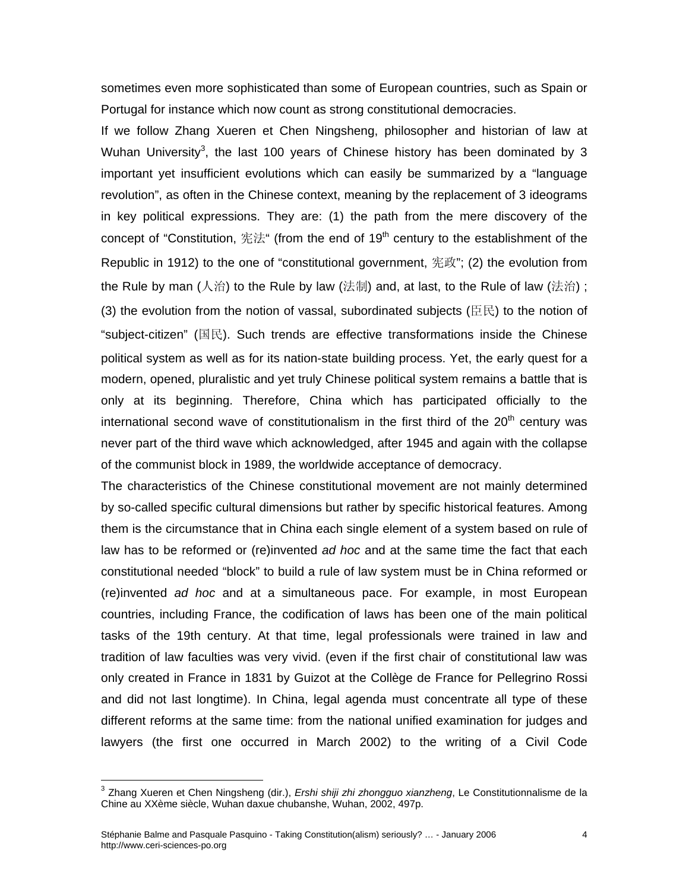sometimes even more sophisticated than some of European countries, such as Spain or Portugal for instance which now count as strong constitutional democracies.

If we follow Zhang Xueren et Chen Ningsheng, philosopher and historian of law at Wuhan University[3], the last 100 years of Chinese history has been dominated by 3 important yet insufficient evolutions which can easily be summarized by a "language revolution", as often in the Chinese context, meaning by the replacement of 3 ideograms in key political expressions. They are: (1) the path from the mere discovery of the concept of "Constitution, 宪法" (from the end of 19th century to the establishment of the Republic in 1912) to the one of "constitutional government, 宪政"; (2) the evolution from the Rule by man (人治) to the Rule by law (法制) and, at last, to the Rule of law (法治) ; (3) the evolution from the notion of vassal, subordinated subjects (臣民) to the notion of "subject-citizen" (国民). Such trends are effective transformations inside the Chinese political system as well as for its nation-state building process. Yet, the early quest for a modern, opened, pluralistic and yet truly Chinese political system remains a battle that is only at its beginning. Therefore, China which has participated officially to the international second wave of constitutionalism in the first third of the 20th century was never part of the third wave which acknowledged, after 1945 and again with the collapse of the communist block in 1989, the worldwide acceptance of democracy.

The characteristics of the Chinese constitutional movement are not mainly determined by so-called specific cultural dimensions but rather by specific historical features. Among them is the circumstance that in China each single element of a system based on rule of law has to be reformed or (re)invented *ad hoc* and at the same time the fact that each constitutional needed "block" to build a rule of law system must be in China reformed or (re)invented *ad hoc* and at a simultaneous pace. For example, in most European countries, including France, the codification of laws has been one of the main political tasks of the 19th century. At that time, legal professionals were trained in law and tradition of law faculties was very vivid. (even if the first chair of constitutional law was only created in France in 1831 by Guizot at the Collège de France for Pellegrino Rossi and did not last longtime). In China, legal agenda must concentrate all type of these different reforms at the same time: from the national unified examination for judges and lawyers (the first one occurred in March 2002) to the writing of a Civil Code

[3] Zhang Xueren et Chen Ningsheng (dir.), *Ershi shiji zhi zhongguo xianzheng*, Le Constitutionnalisme de la Chine au XXème siècle, Wuhan daxue chubanshe, Wuhan, 2002, 497p.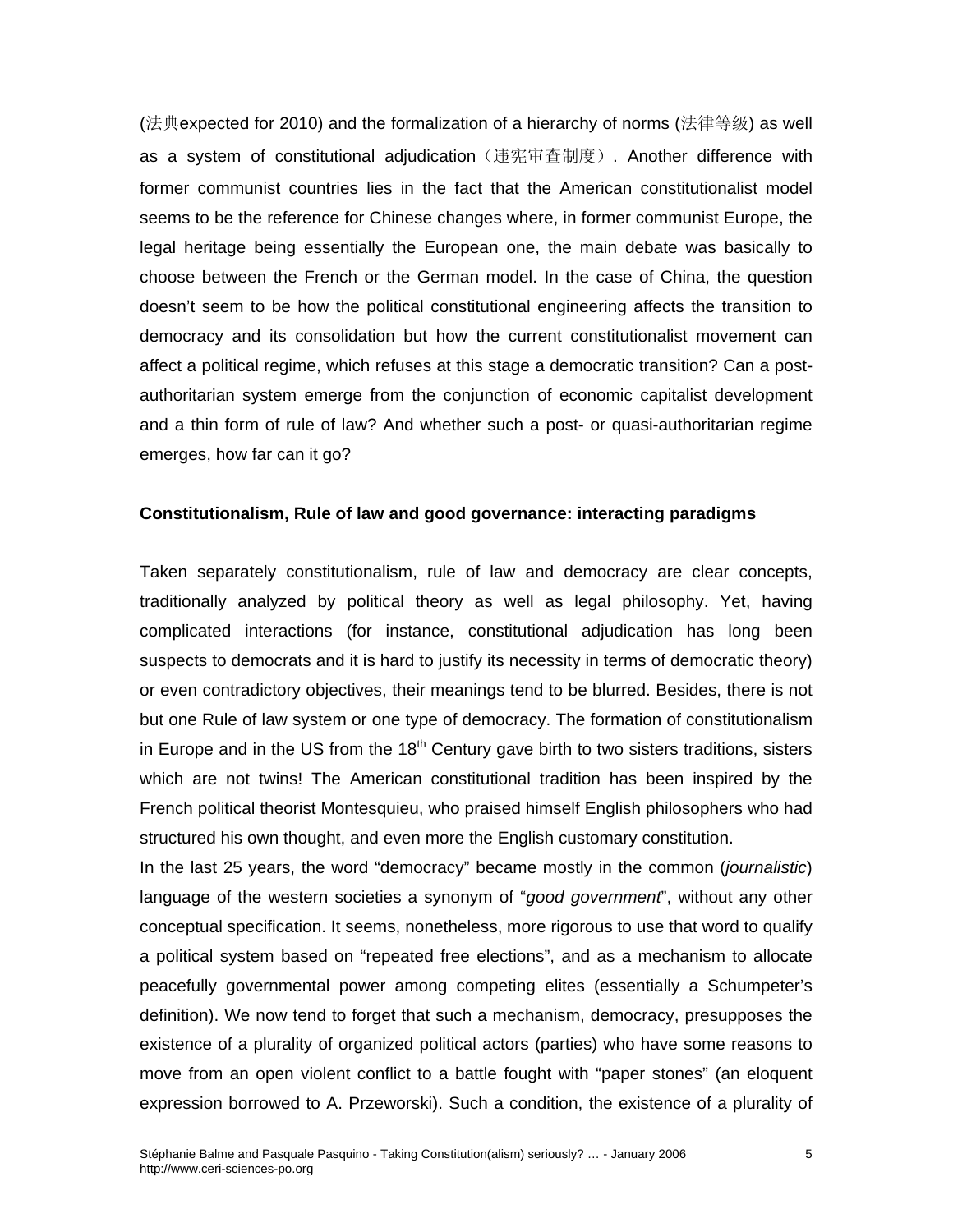(法典expected for 2010) and the formalization of a hierarchy of norms (法律等级) as well as a system of constitutional adjudication（违宪审查制度）. Another difference with former communist countries lies in the fact that the American constitutionalist model seems to be the reference for Chinese changes where, in former communist Europe, the legal heritage being essentially the European one, the main debate was basically to choose between the French or the German model. In the case of China, the question doesn't seem to be how the political constitutional engineering affects the transition to democracy and its consolidation but how the current constitutionalist movement can affect a political regime, which refuses at this stage a democratic transition? Can a post-authoritarian system emerge from the conjunction of economic capitalist development and a thin form of rule of law? And whether such a post- or quasi-authoritarian regime emerges, how far can it go?

**Constitutionalism, Rule of law and good governance: interacting paradigms**

Taken separately constitutionalism, rule of law and democracy are clear concepts, traditionally analyzed by political theory as well as legal philosophy. Yet, having complicated interactions (for instance, constitutional adjudication has long been suspects to democrats and it is hard to justify its necessity in terms of democratic theory) or even contradictory objectives, their meanings tend to be blurred. Besides, there is not but one Rule of law system or one type of democracy. The formation of constitutionalism in Europe and in the US from the 18th Century gave birth to two sisters traditions, sisters which are not twins! The American constitutional tradition has been inspired by the French political theorist Montesquieu, who praised himself English philosophers who had structured his own thought, and even more the English customary constitution.

In the last 25 years, the word "democracy" became mostly in the common (*journalistic*) language of the western societies a synonym of "*good government*", without any other conceptual specification. It seems, nonetheless, more rigorous to use that word to qualify a political system based on "repeated free elections", and as a mechanism to allocate peacefully governmental power among competing elites (essentially a Schumpeter's definition). We now tend to forget that such a mechanism, democracy, presupposes the existence of a plurality of organized political actors (parties) who have some reasons to move from an open violent conflict to a battle fought with "paper stones" (an eloquent expression borrowed to A. Przeworski). Such a condition, the existence of a plurality of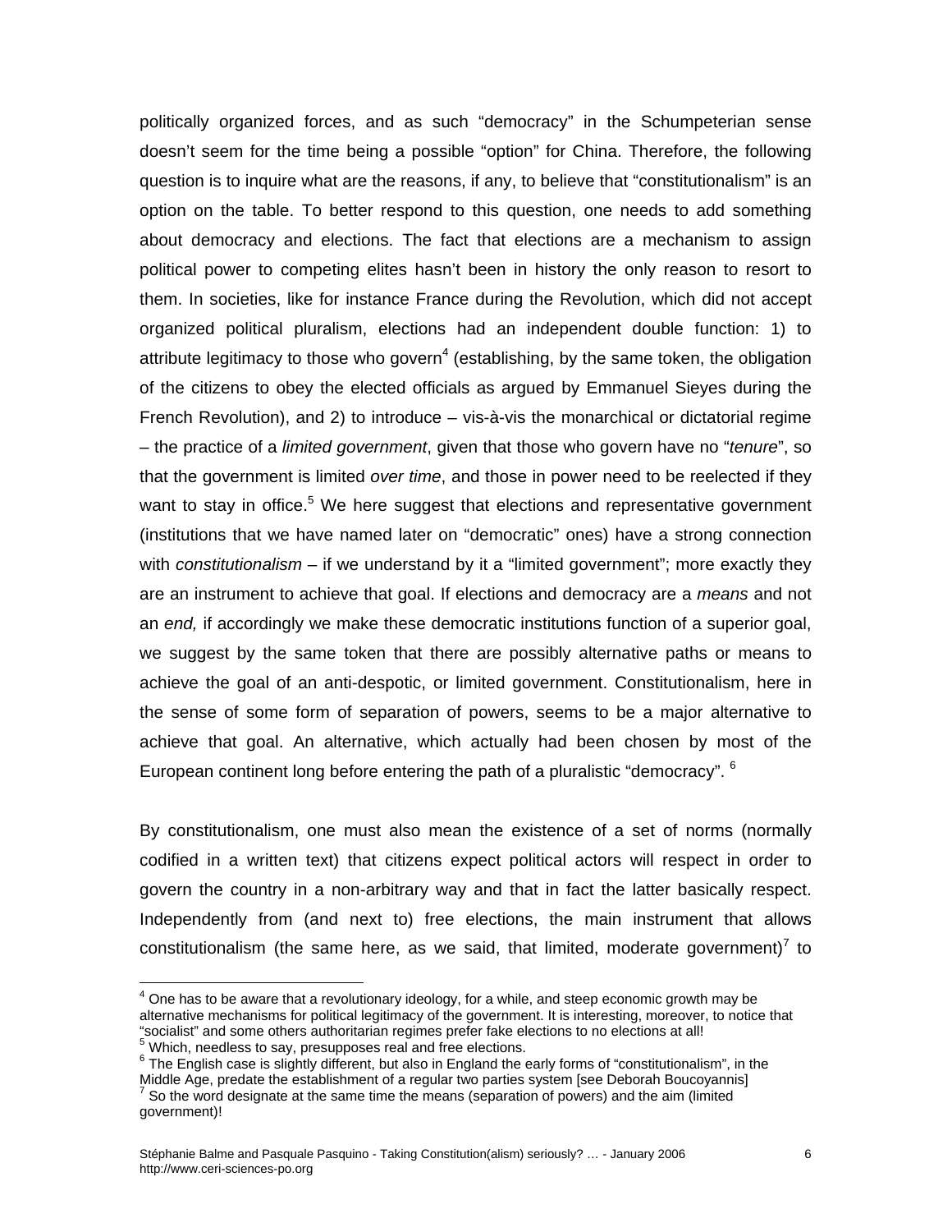politically organized forces, and as such "democracy" in the Schumpeterian sense doesn't seem for the time being a possible "option" for China. Therefore, the following question is to inquire what are the reasons, if any, to believe that "constitutionalism" is an option on the table. To better respond to this question, one needs to add something about democracy and elections. The fact that elections are a mechanism to assign political power to competing elites hasn't been in history the only reason to resort to them. In societies, like for instance France during the Revolution, which did not accept organized political pluralism, elections had an independent double function: 1) to attribute legitimacy to those who govern[4] (establishing, by the same token, the obligation of the citizens to obey the elected officials as argued by Emmanuel Sieyes during the French Revolution), and 2) to introduce – vis-à-vis the monarchical or dictatorial regime – the practice of a *limited government*, given that those who govern have no "*tenure*", so that the government is limited *over time*, and those in power need to be reelected if they want to stay in office.[5] We here suggest that elections and representative government (institutions that we have named later on "democratic" ones) have a strong connection with *constitutionalism* – if we understand by it a "limited government"; more exactly they are an instrument to achieve that goal. If elections and democracy are a *means* and not an *end,* if accordingly we make these democratic institutions function of a superior goal, we suggest by the same token that there are possibly alternative paths or means to achieve the goal of an anti-despotic, or limited government. Constitutionalism, here in the sense of some form of separation of powers, seems to be a major alternative to achieve that goal. An alternative, which actually had been chosen by most of the European continent long before entering the path of a pluralistic "democracy". [6]

By constitutionalism, one must also mean the existence of a set of norms (normally codified in a written text) that citizens expect political actors will respect in order to govern the country in a non-arbitrary way and that in fact the latter basically respect. Independently from (and next to) free elections, the main instrument that allows constitutionalism (the same here, as we said, that limited, moderate government)[7] to

---

[4] One has to be aware that a revolutionary ideology, for a while, and steep economic growth may be alternative mechanisms for political legitimacy of the government. It is interesting, moreover, to notice that "socialist" and some others authoritarian regimes prefer fake elections to no elections at all!

[5] Which, needless to say, presupposes real and free elections.

[6] The English case is slightly different, but also in England the early forms of "constitutionalism", in the Middle Age, predate the establishment of a regular two parties system [see Deborah Boucoyannis]

[7] So the word designate at the same time the means (separation of powers) and the aim (limited government)!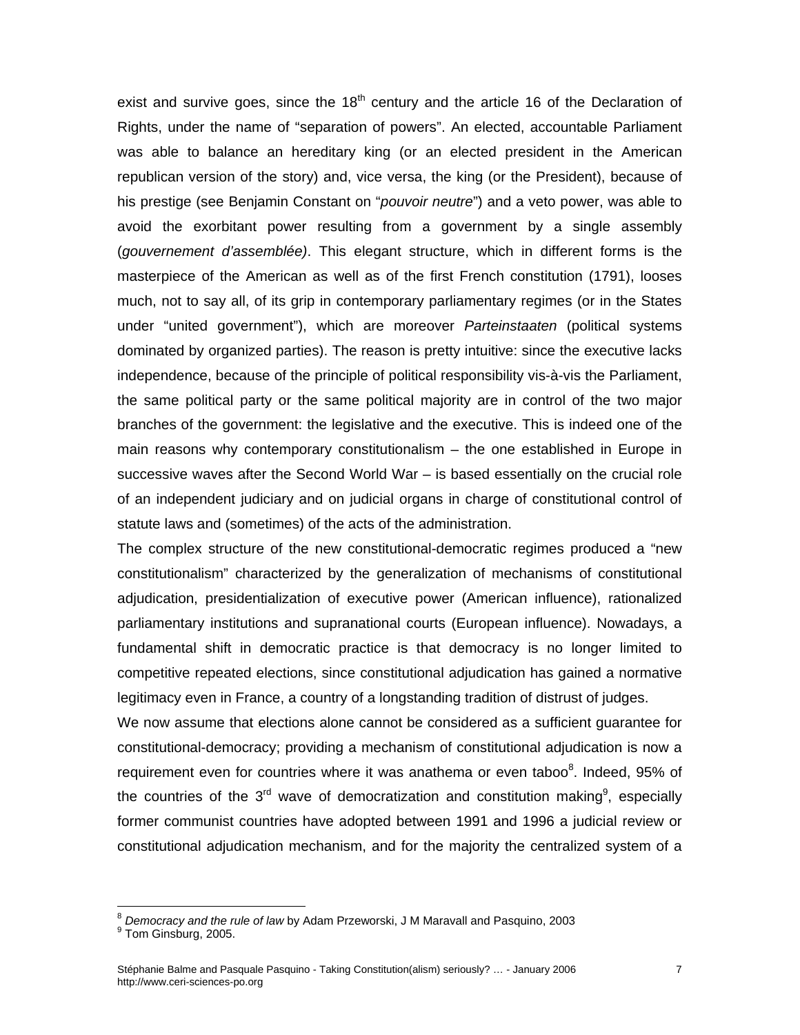exist and survive goes, since the 18th century and the article 16 of the Declaration of Rights, under the name of "separation of powers". An elected, accountable Parliament was able to balance an hereditary king (or an elected president in the American republican version of the story) and, vice versa, the king (or the President), because of his prestige (see Benjamin Constant on "*pouvoir neutre*") and a veto power, was able to avoid the exorbitant power resulting from a government by a single assembly (*gouvernement d'assemblée)*. This elegant structure, which in different forms is the masterpiece of the American as well as of the first French constitution (1791), looses much, not to say all, of its grip in contemporary parliamentary regimes (or in the States under "united government"), which are moreover *Parteinstaaten* (political systems dominated by organized parties). The reason is pretty intuitive: since the executive lacks independence, because of the principle of political responsibility vis-à-vis the Parliament, the same political party or the same political majority are in control of the two major branches of the government: the legislative and the executive. This is indeed one of the main reasons why contemporary constitutionalism – the one established in Europe in successive waves after the Second World War – is based essentially on the crucial role of an independent judiciary and on judicial organs in charge of constitutional control of statute laws and (sometimes) of the acts of the administration.

The complex structure of the new constitutional-democratic regimes produced a "new constitutionalism" characterized by the generalization of mechanisms of constitutional adjudication, presidentialization of executive power (American influence), rationalized parliamentary institutions and supranational courts (European influence). Nowadays, a fundamental shift in democratic practice is that democracy is no longer limited to competitive repeated elections, since constitutional adjudication has gained a normative legitimacy even in France, a country of a longstanding tradition of distrust of judges.

We now assume that elections alone cannot be considered as a sufficient guarantee for constitutional-democracy; providing a mechanism of constitutional adjudication is now a requirement even for countries where it was anathema or even taboo[8]. Indeed, 95% of the countries of the 3rd wave of democratization and constitution making[9], especially former communist countries have adopted between 1991 and 1996 a judicial review or constitutional adjudication mechanism, and for the majority the centralized system of a

---

[8] *Democracy and the rule of law* by Adam Przeworski, J M Maravall and Pasquino, 2003

[9] Tom Ginsburg, 2005.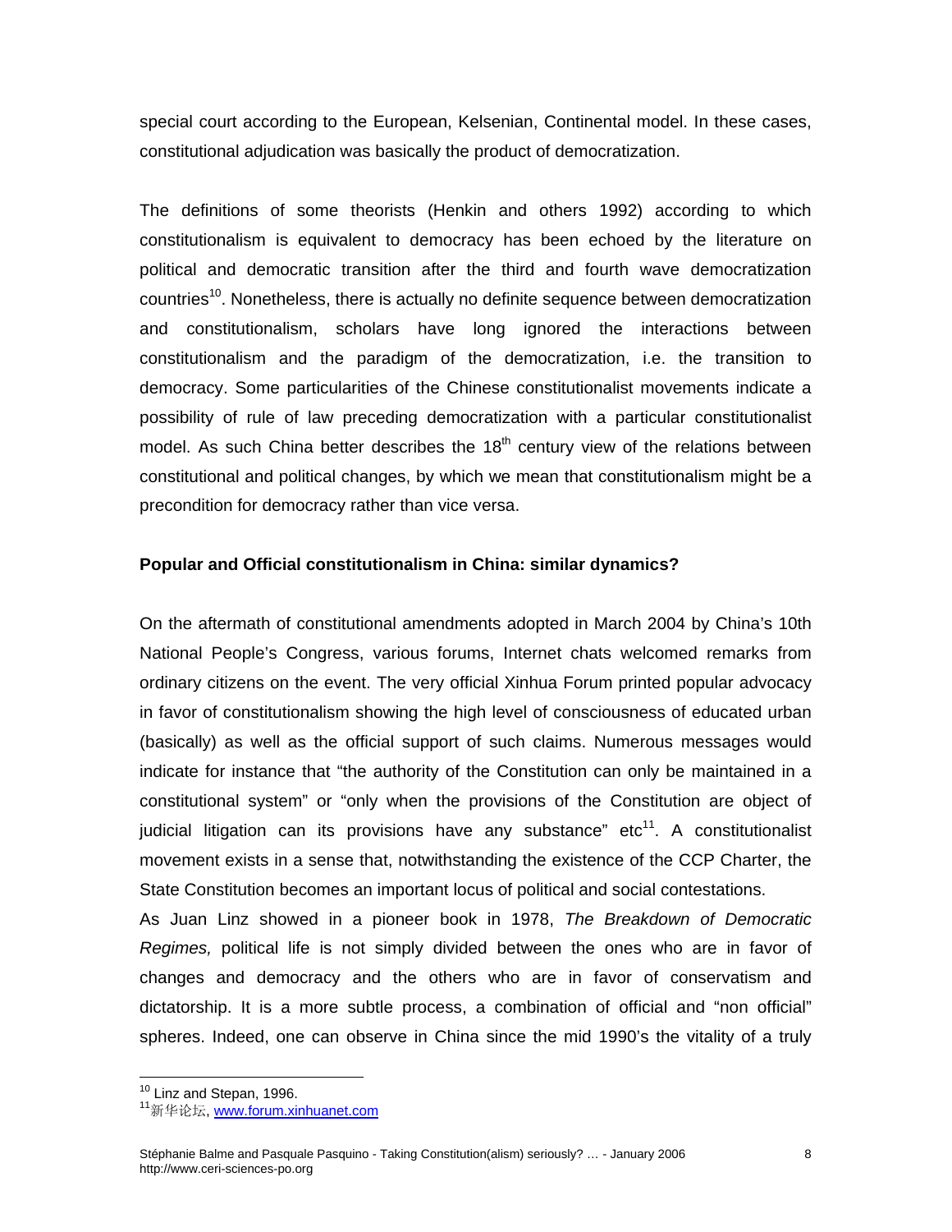special court according to the European, Kelsenian, Continental model. In these cases, constitutional adjudication was basically the product of democratization.

The definitions of some theorists (Henkin and others 1992) according to which constitutionalism is equivalent to democracy has been echoed by the literature on political and democratic transition after the third and fourth wave democratization countries[10]. Nonetheless, there is actually no definite sequence between democratization and constitutionalism, scholars have long ignored the interactions between constitutionalism and the paradigm of the democratization, i.e. the transition to democracy. Some particularities of the Chinese constitutionalist movements indicate a possibility of rule of law preceding democratization with a particular constitutionalist model. As such China better describes the 18th century view of the relations between constitutional and political changes, by which we mean that constitutionalism might be a precondition for democracy rather than vice versa.

**Popular and Official constitutionalism in China: similar dynamics?**

On the aftermath of constitutional amendments adopted in March 2004 by China's 10th National People's Congress, various forums, Internet chats welcomed remarks from ordinary citizens on the event. The very official Xinhua Forum printed popular advocacy in favor of constitutionalism showing the high level of consciousness of educated urban (basically) as well as the official support of such claims. Numerous messages would indicate for instance that "the authority of the Constitution can only be maintained in a constitutional system" or "only when the provisions of the Constitution are object of judicial litigation can its provisions have any substance" etc[11]. A constitutionalist movement exists in a sense that, notwithstanding the existence of the CCP Charter, the State Constitution becomes an important locus of political and social contestations.

As Juan Linz showed in a pioneer book in 1978, *The Breakdown of Democratic Regimes,* political life is not simply divided between the ones who are in favor of changes and democracy and the others who are in favor of conservatism and dictatorship. It is a more subtle process, a combination of official and "non official" spheres. Indeed, one can observe in China since the mid 1990's the vitality of a truly

[10] Linz and Stepan, 1996.

[11] 新华论坛, www.forum.xinhuanet.com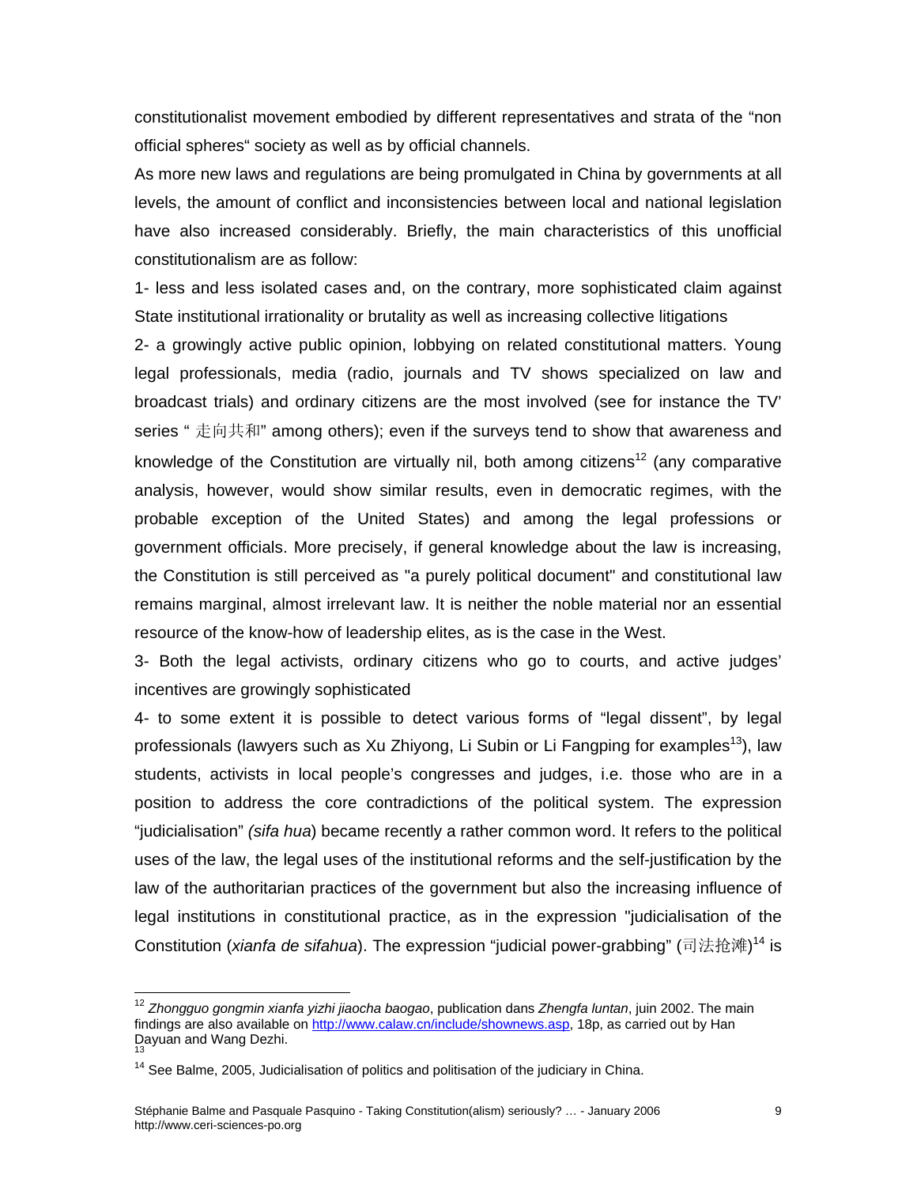constitutionalist movement embodied by different representatives and strata of the "non official spheres" society as well as by official channels.

As more new laws and regulations are being promulgated in China by governments at all levels, the amount of conflict and inconsistencies between local and national legislation have also increased considerably. Briefly, the main characteristics of this unofficial constitutionalism are as follow:

1- less and less isolated cases and, on the contrary, more sophisticated claim against State institutional irrationality or brutality as well as increasing collective litigations

2- a growingly active public opinion, lobbying on related constitutional matters. Young legal professionals, media (radio, journals and TV shows specialized on law and broadcast trials) and ordinary citizens are the most involved (see for instance the TV' series " 走向共和" among others); even if the surveys tend to show that awareness and knowledge of the Constitution are virtually nil, both among citizens[12] (any comparative analysis, however, would show similar results, even in democratic regimes, with the probable exception of the United States) and among the legal professions or government officials. More precisely, if general knowledge about the law is increasing, the Constitution is still perceived as "a purely political document" and constitutional law remains marginal, almost irrelevant law. It is neither the noble material nor an essential resource of the know-how of leadership elites, as is the case in the West.

3- Both the legal activists, ordinary citizens who go to courts, and active judges' incentives are growingly sophisticated

4- to some extent it is possible to detect various forms of "legal dissent", by legal professionals (lawyers such as Xu Zhiyong, Li Subin or Li Fangping for examples[13]), law students, activists in local people's congresses and judges, i.e. those who are in a position to address the core contradictions of the political system. The expression "judicialisation" *(sifa hua*) became recently a rather common word. It refers to the political uses of the law, the legal uses of the institutional reforms and the self-justification by the law of the authoritarian practices of the government but also the increasing influence of legal institutions in constitutional practice, as in the expression "judicialisation of the Constitution (*xianfa de sifahua*). The expression "judicial power-grabbing" (司法抢滩)[14] is

---

[12] *Zhongguo gongmin xianfa yizhi jiaocha baogao*, publication dans *Zhengfa luntan*, juin 2002. The main findings are also available on http://www.calaw.cn/include/shownews.asp, 18p, as carried out by Han Dayuan and Wang Dezhi.

[13]

[14] See Balme, 2005, Judicialisation of politics and politisation of the judiciary in China.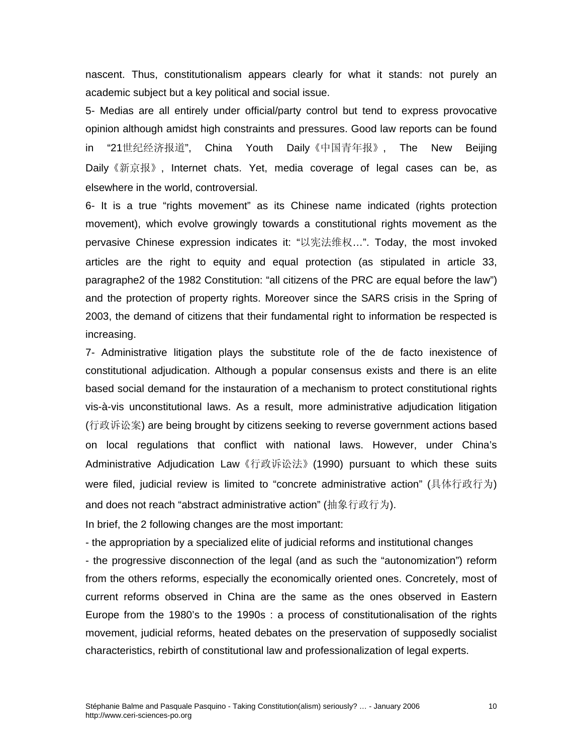nascent. Thus, constitutionalism appears clearly for what it stands: not purely an academic subject but a key political and social issue.

5- Medias are all entirely under official/party control but tend to express provocative opinion although amidst high constraints and pressures. Good law reports can be found in "21世纪经济报道", China Youth Daily《中国青年报》, The New Beijing Daily《新京报》, Internet chats. Yet, media coverage of legal cases can be, as elsewhere in the world, controversial.

6- It is a true "rights movement" as its Chinese name indicated (rights protection movement), which evolve growingly towards a constitutional rights movement as the pervasive Chinese expression indicates it: "以宪法维权…". Today, the most invoked articles are the right to equity and equal protection (as stipulated in article 33, paragraphe2 of the 1982 Constitution: "all citizens of the PRC are equal before the law") and the protection of property rights. Moreover since the SARS crisis in the Spring of 2003, the demand of citizens that their fundamental right to information be respected is increasing.

7- Administrative litigation plays the substitute role of the de facto inexistence of constitutional adjudication. Although a popular consensus exists and there is an elite based social demand for the instauration of a mechanism to protect constitutional rights vis-à-vis unconstitutional laws. As a result, more administrative adjudication litigation (行政诉讼案) are being brought by citizens seeking to reverse government actions based on local regulations that conflict with national laws. However, under China's Administrative Adjudication Law《行政诉讼法》(1990) pursuant to which these suits were filed, judicial review is limited to "concrete administrative action" (具体行政行为) and does not reach "abstract administrative action" (抽象行政行为).

In brief, the 2 following changes are the most important:

- the appropriation by a specialized elite of judicial reforms and institutional changes
- the progressive disconnection of the legal (and as such the "autonomization") reform from the others reforms, especially the economically oriented ones. Concretely, most of current reforms observed in China are the same as the ones observed in Eastern Europe from the 1980's to the 1990s : a process of constitutionalisation of the rights movement, judicial reforms, heated debates on the preservation of supposedly socialist characteristics, rebirth of constitutional law and professionalization of legal experts.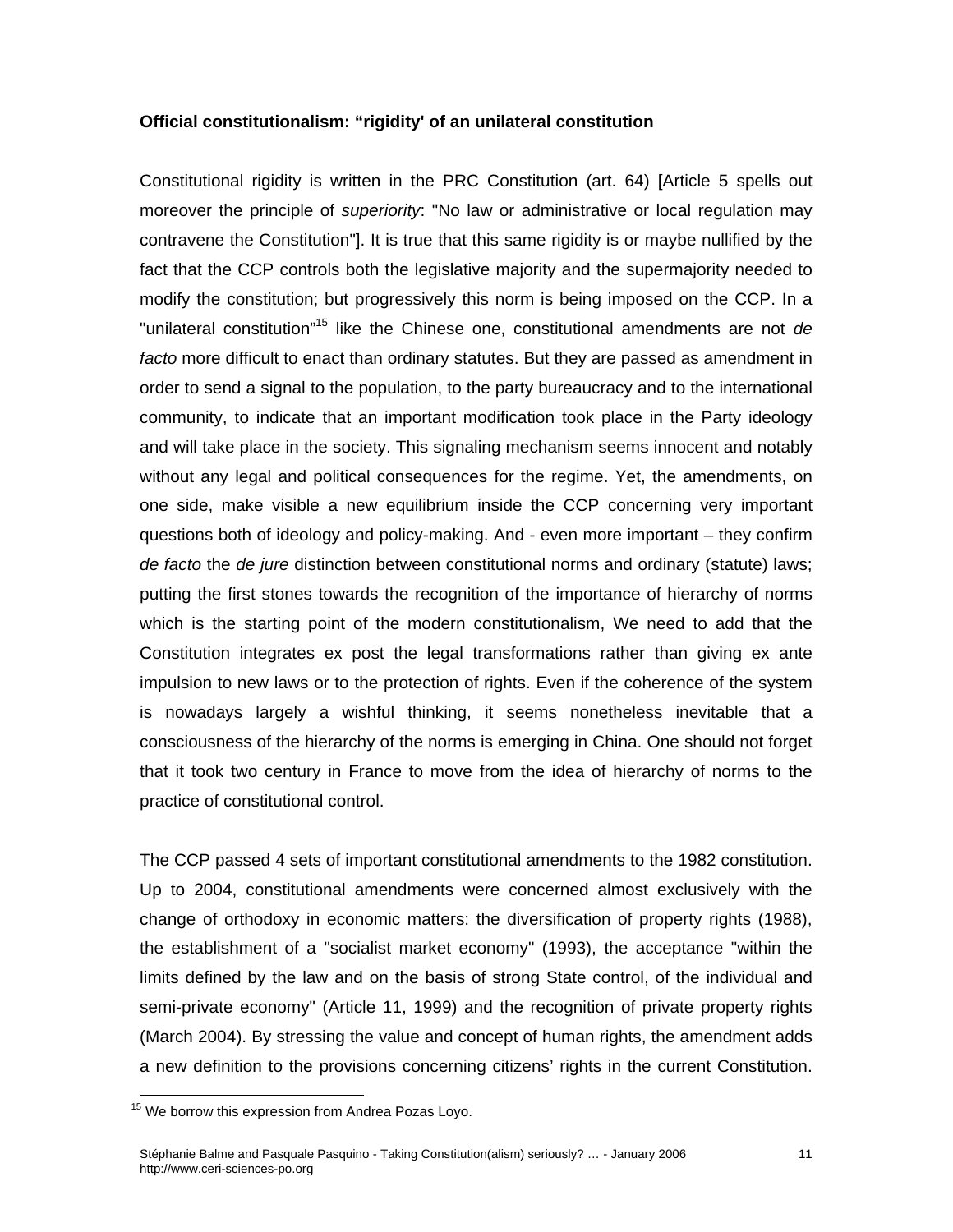**Official constitutionalism: “rigidity' of an unilateral constitution**

Constitutional rigidity is written in the PRC Constitution (art. 64) [Article 5 spells out moreover the principle of *superiority*: "No law or administrative or local regulation may contravene the Constitution"]. It is true that this same rigidity is or maybe nullified by the fact that the CCP controls both the legislative majority and the supermajority needed to modify the constitution; but progressively this norm is being imposed on the CCP. In a "unilateral constitution"[15] like the Chinese one, constitutional amendments are not *de facto* more difficult to enact than ordinary statutes. But they are passed as amendment in order to send a signal to the population, to the party bureaucracy and to the international community, to indicate that an important modification took place in the Party ideology and will take place in the society. This signaling mechanism seems innocent and notably without any legal and political consequences for the regime. Yet, the amendments, on one side, make visible a new equilibrium inside the CCP concerning very important questions both of ideology and policy-making. And - even more important – they confirm *de facto* the *de jure* distinction between constitutional norms and ordinary (statute) laws; putting the first stones towards the recognition of the importance of hierarchy of norms which is the starting point of the modern constitutionalism, We need to add that the Constitution integrates ex post the legal transformations rather than giving ex ante impulsion to new laws or to the protection of rights. Even if the coherence of the system is nowadays largely a wishful thinking, it seems nonetheless inevitable that a consciousness of the hierarchy of the norms is emerging in China. One should not forget that it took two century in France to move from the idea of hierarchy of norms to the practice of constitutional control.

The CCP passed 4 sets of important constitutional amendments to the 1982 constitution. Up to 2004, constitutional amendments were concerned almost exclusively with the change of orthodoxy in economic matters: the diversification of property rights (1988), the establishment of a "socialist market economy" (1993), the acceptance "within the limits defined by the law and on the basis of strong State control, of the individual and semi-private economy" (Article 11, 1999) and the recognition of private property rights (March 2004). By stressing the value and concept of human rights, the amendment adds a new definition to the provisions concerning citizens’ rights in the current Constitution.

[15] We borrow this expression from Andrea Pozas Loyo.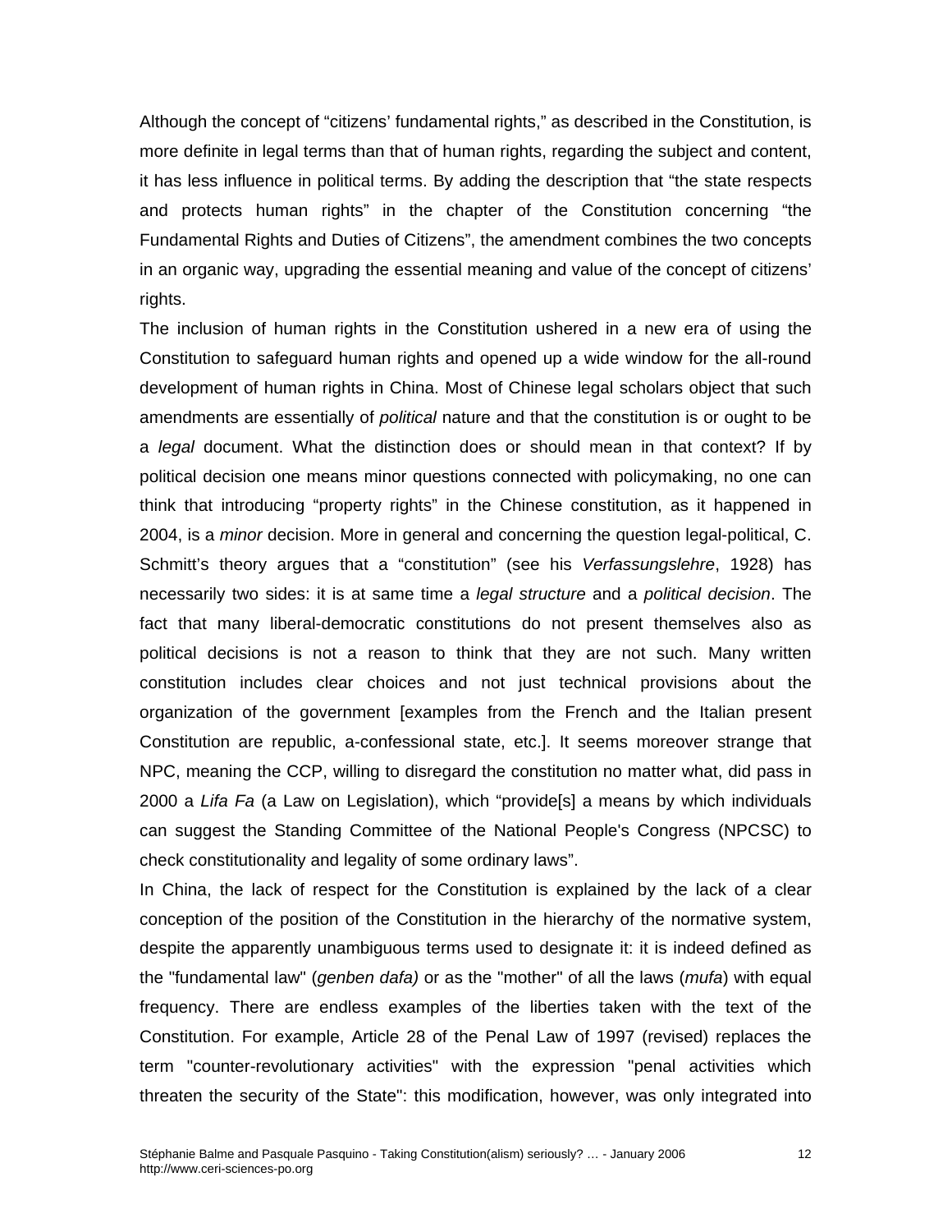Although the concept of “citizens’ fundamental rights,” as described in the Constitution, is more definite in legal terms than that of human rights, regarding the subject and content, it has less influence in political terms. By adding the description that “the state respects and protects human rights” in the chapter of the Constitution concerning “the Fundamental Rights and Duties of Citizens”, the amendment combines the two concepts in an organic way, upgrading the essential meaning and value of the concept of citizens’ rights.

The inclusion of human rights in the Constitution ushered in a new era of using the Constitution to safeguard human rights and opened up a wide window for the all-round development of human rights in China. Most of Chinese legal scholars object that such amendments are essentially of *political* nature and that the constitution is or ought to be a *legal* document. What the distinction does or should mean in that context? If by political decision one means minor questions connected with policymaking, no one can think that introducing “property rights” in the Chinese constitution, as it happened in 2004, is a *minor* decision. More in general and concerning the question legal-political, C. Schmitt’s theory argues that a “constitution” (see his *Verfassungslehre*, 1928) has necessarily two sides: it is at same time a *legal structure* and a *political decision*. The fact that many liberal-democratic constitutions do not present themselves also as political decisions is not a reason to think that they are not such. Many written constitution includes clear choices and not just technical provisions about the organization of the government [examples from the French and the Italian present Constitution are republic, a-confessional state, etc.]. It seems moreover strange that NPC, meaning the CCP, willing to disregard the constitution no matter what, did pass in 2000 a *Lifa Fa* (a Law on Legislation), which “provide[s] a means by which individuals can suggest the Standing Committee of the National People's Congress (NPCSC) to check constitutionality and legality of some ordinary laws”.

In China, the lack of respect for the Constitution is explained by the lack of a clear conception of the position of the Constitution in the hierarchy of the normative system, despite the apparently unambiguous terms used to designate it: it is indeed defined as the "fundamental law" (*genben dafa)* or as the "mother" of all the laws (*mufa*) with equal frequency. There are endless examples of the liberties taken with the text of the Constitution. For example, Article 28 of the Penal Law of 1997 (revised) replaces the term "counter-revolutionary activities" with the expression "penal activities which threaten the security of the State": this modification, however, was only integrated into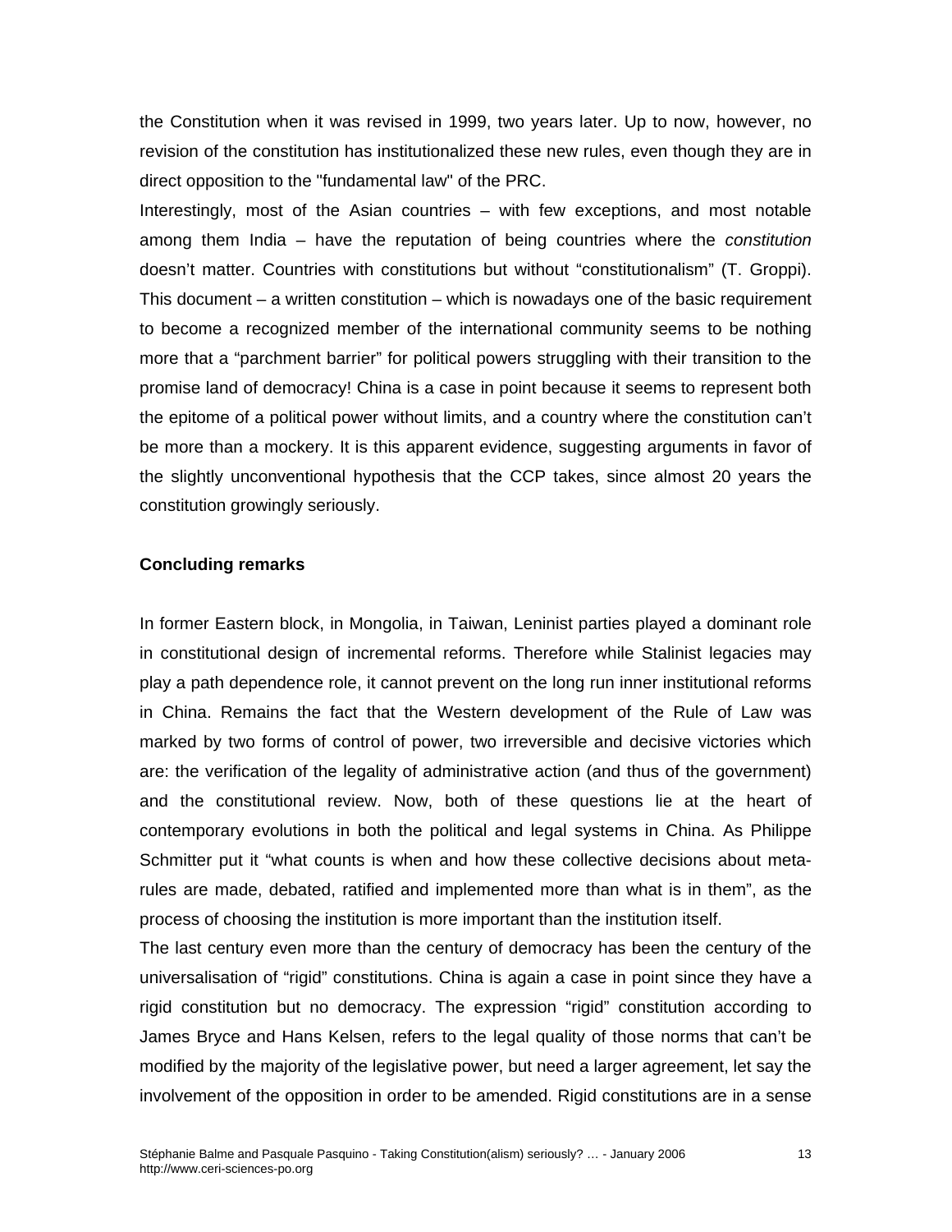the Constitution when it was revised in 1999, two years later. Up to now, however, no revision of the constitution has institutionalized these new rules, even though they are in direct opposition to the "fundamental law" of the PRC.

Interestingly, most of the Asian countries – with few exceptions, and most notable among them India – have the reputation of being countries where the *constitution* doesn't matter. Countries with constitutions but without "constitutionalism" (T. Groppi). This document – a written constitution – which is nowadays one of the basic requirement to become a recognized member of the international community seems to be nothing more that a "parchment barrier" for political powers struggling with their transition to the promise land of democracy! China is a case in point because it seems to represent both the epitome of a political power without limits, and a country where the constitution can't be more than a mockery. It is this apparent evidence, suggesting arguments in favor of the slightly unconventional hypothesis that the CCP takes, since almost 20 years the constitution growingly seriously.

**Concluding remarks**

In former Eastern block, in Mongolia, in Taiwan, Leninist parties played a dominant role in constitutional design of incremental reforms. Therefore while Stalinist legacies may play a path dependence role, it cannot prevent on the long run inner institutional reforms in China. Remains the fact that the Western development of the Rule of Law was marked by two forms of control of power, two irreversible and decisive victories which are: the verification of the legality of administrative action (and thus of the government) and the constitutional review. Now, both of these questions lie at the heart of contemporary evolutions in both the political and legal systems in China. As Philippe Schmitter put it "what counts is when and how these collective decisions about meta-rules are made, debated, ratified and implemented more than what is in them", as the process of choosing the institution is more important than the institution itself.

The last century even more than the century of democracy has been the century of the universalisation of "rigid" constitutions. China is again a case in point since they have a rigid constitution but no democracy. The expression "rigid" constitution according to James Bryce and Hans Kelsen, refers to the legal quality of those norms that can't be modified by the majority of the legislative power, but need a larger agreement, let say the involvement of the opposition in order to be amended. Rigid constitutions are in a sense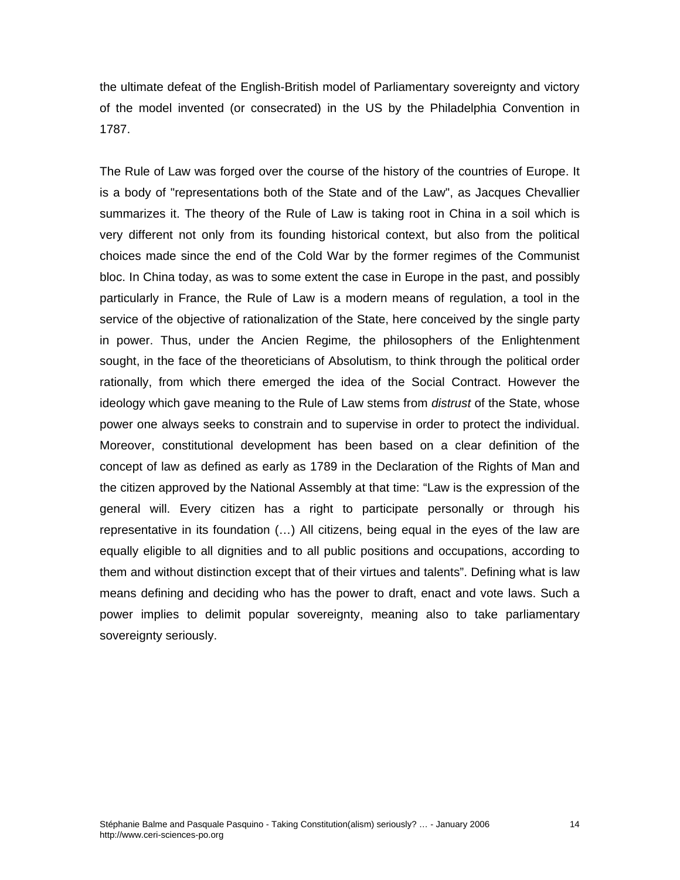the ultimate defeat of the English-British model of Parliamentary sovereignty and victory of the model invented (or consecrated) in the US by the Philadelphia Convention in 1787.

The Rule of Law was forged over the course of the history of the countries of Europe. It is a body of "representations both of the State and of the Law", as Jacques Chevallier summarizes it. The theory of the Rule of Law is taking root in China in a soil which is very different not only from its founding historical context, but also from the political choices made since the end of the Cold War by the former regimes of the Communist bloc. In China today, as was to some extent the case in Europe in the past, and possibly particularly in France, the Rule of Law is a modern means of regulation, a tool in the service of the objective of rationalization of the State, here conceived by the single party in power. Thus, under the Ancien Regime*,* the philosophers of the Enlightenment sought, in the face of the theoreticians of Absolutism, to think through the political order rationally, from which there emerged the idea of the Social Contract. However the ideology which gave meaning to the Rule of Law stems from *distrust* of the State, whose power one always seeks to constrain and to supervise in order to protect the individual. Moreover, constitutional development has been based on a clear definition of the concept of law as defined as early as 1789 in the Declaration of the Rights of Man and the citizen approved by the National Assembly at that time: “Law is the expression of the general will. Every citizen has a right to participate personally or through his representative in its foundation (…) All citizens, being equal in the eyes of the law are equally eligible to all dignities and to all public positions and occupations, according to them and without distinction except that of their virtues and talents”. Defining what is law means defining and deciding who has the power to draft, enact and vote laws. Such a power implies to delimit popular sovereignty, meaning also to take parliamentary sovereignty seriously.